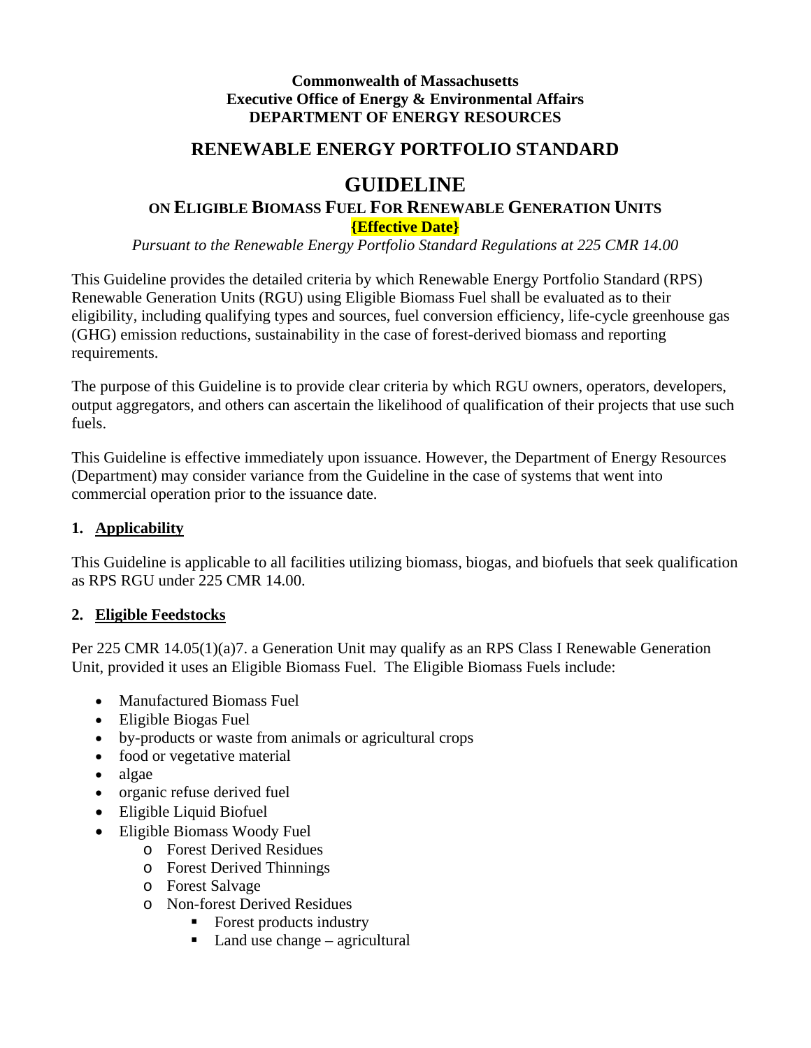**Commonwealth of Massachusetts**
**Executive Office of Energy & Environmental Affairs**
**DEPARTMENT OF ENERGY RESOURCES**

## RENEWABLE ENERGY PORTFOLIO STANDARD

# GUIDELINE

### ON ELIGIBLE BIOMASS FUEL FOR RENEWABLE GENERATION UNITS

**{Effective Date}**

*Pursuant to the Renewable Energy Portfolio Standard Regulations at 225 CMR 14.00*

This Guideline provides the detailed criteria by which Renewable Energy Portfolio Standard (RPS) Renewable Generation Units (RGU) using Eligible Biomass Fuel shall be evaluated as to their eligibility, including qualifying types and sources, fuel conversion efficiency, life-cycle greenhouse gas (GHG) emission reductions, sustainability in the case of forest-derived biomass and reporting requirements.

The purpose of this Guideline is to provide clear criteria by which RGU owners, operators, developers, output aggregators, and others can ascertain the likelihood of qualification of their projects that use such fuels.

This Guideline is effective immediately upon issuance. However, the Department of Energy Resources (Department) may consider variance from the Guideline in the case of systems that went into commercial operation prior to the issuance date.

## 1. Applicability

This Guideline is applicable to all facilities utilizing biomass, biogas, and biofuels that seek qualification as RPS RGU under 225 CMR 14.00.

## 2. Eligible Feedstocks

Per 225 CMR 14.05(1)(a)7. a Generation Unit may qualify as an RPS Class I Renewable Generation Unit, provided it uses an Eligible Biomass Fuel. The Eligible Biomass Fuels include:

- Manufactured Biomass Fuel
- Eligible Biogas Fuel
- by-products or waste from animals or agricultural crops
- food or vegetative material
- algae
- organic refuse derived fuel
- Eligible Liquid Biofuel
- Eligible Biomass Woody Fuel
  - Forest Derived Residues
  - Forest Derived Thinnings
  - Forest Salvage
  - Non-forest Derived Residues
    - Forest products industry
    - Land use change – agricultural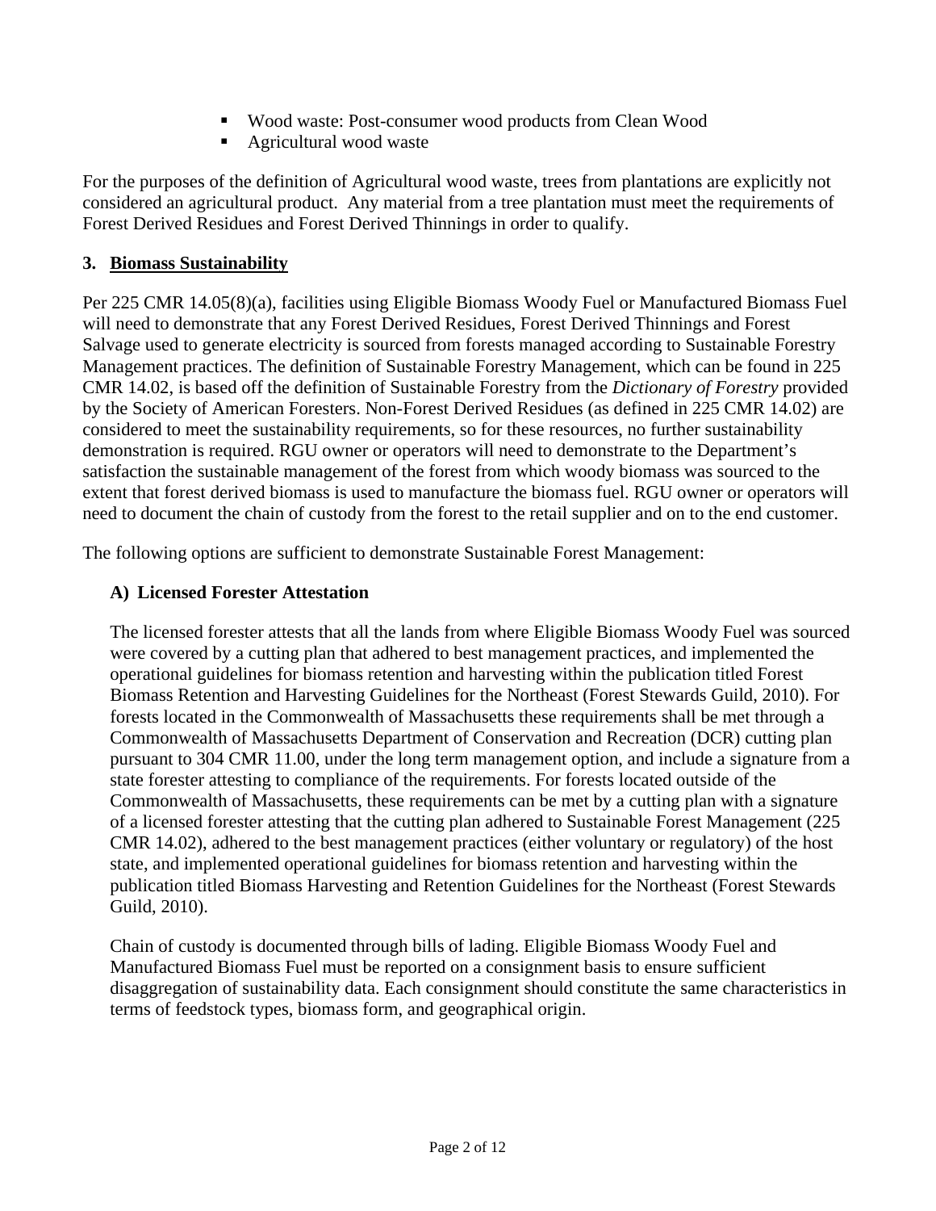- Wood waste: Post-consumer wood products from Clean Wood
- Agricultural wood waste

For the purposes of the definition of Agricultural wood waste, trees from plantations are explicitly not considered an agricultural product. Any material from a tree plantation must meet the requirements of Forest Derived Residues and Forest Derived Thinnings in order to qualify.

## 3. Biomass Sustainability

Per 225 CMR 14.05(8)(a), facilities using Eligible Biomass Woody Fuel or Manufactured Biomass Fuel will need to demonstrate that any Forest Derived Residues, Forest Derived Thinnings and Forest Salvage used to generate electricity is sourced from forests managed according to Sustainable Forestry Management practices. The definition of Sustainable Forestry Management, which can be found in 225 CMR 14.02, is based off the definition of Sustainable Forestry from the *Dictionary of Forestry* provided by the Society of American Foresters. Non-Forest Derived Residues (as defined in 225 CMR 14.02) are considered to meet the sustainability requirements, so for these resources, no further sustainability demonstration is required. RGU owner or operators will need to demonstrate to the Department's satisfaction the sustainable management of the forest from which woody biomass was sourced to the extent that forest derived biomass is used to manufacture the biomass fuel. RGU owner or operators will need to document the chain of custody from the forest to the retail supplier and on to the end customer.

The following options are sufficient to demonstrate Sustainable Forest Management:

### A) Licensed Forester Attestation

The licensed forester attests that all the lands from where Eligible Biomass Woody Fuel was sourced were covered by a cutting plan that adhered to best management practices, and implemented the operational guidelines for biomass retention and harvesting within the publication titled Forest Biomass Retention and Harvesting Guidelines for the Northeast (Forest Stewards Guild, 2010). For forests located in the Commonwealth of Massachusetts these requirements shall be met through a Commonwealth of Massachusetts Department of Conservation and Recreation (DCR) cutting plan pursuant to 304 CMR 11.00, under the long term management option, and include a signature from a state forester attesting to compliance of the requirements. For forests located outside of the Commonwealth of Massachusetts, these requirements can be met by a cutting plan with a signature of a licensed forester attesting that the cutting plan adhered to Sustainable Forest Management (225 CMR 14.02), adhered to the best management practices (either voluntary or regulatory) of the host state, and implemented operational guidelines for biomass retention and harvesting within the publication titled Biomass Harvesting and Retention Guidelines for the Northeast (Forest Stewards Guild, 2010).

Chain of custody is documented through bills of lading. Eligible Biomass Woody Fuel and Manufactured Biomass Fuel must be reported on a consignment basis to ensure sufficient disaggregation of sustainability data. Each consignment should constitute the same characteristics in terms of feedstock types, biomass form, and geographical origin.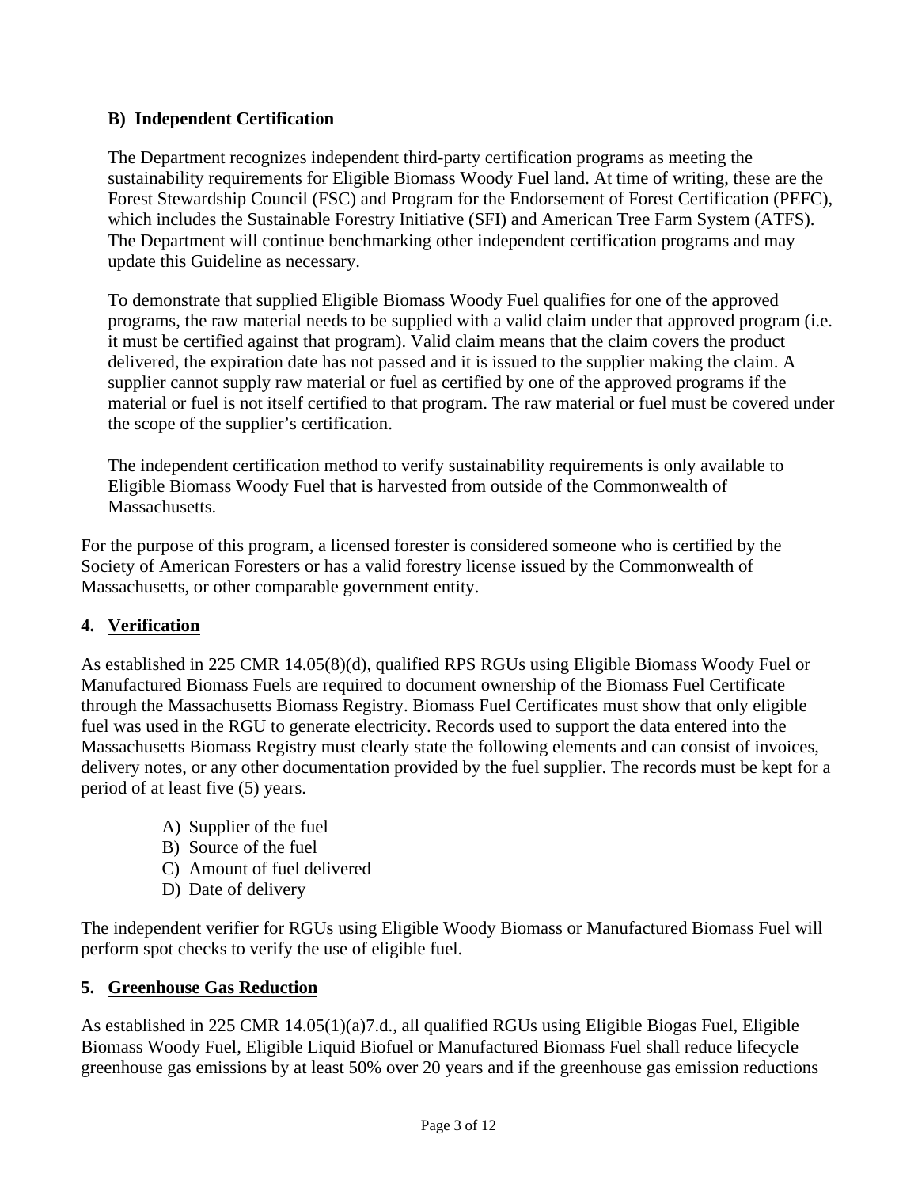**B) Independent Certification**

The Department recognizes independent third-party certification programs as meeting the sustainability requirements for Eligible Biomass Woody Fuel land. At time of writing, these are the Forest Stewardship Council (FSC) and Program for the Endorsement of Forest Certification (PEFC), which includes the Sustainable Forestry Initiative (SFI) and American Tree Farm System (ATFS). The Department will continue benchmarking other independent certification programs and may update this Guideline as necessary.

To demonstrate that supplied Eligible Biomass Woody Fuel qualifies for one of the approved programs, the raw material needs to be supplied with a valid claim under that approved program (i.e. it must be certified against that program). Valid claim means that the claim covers the product delivered, the expiration date has not passed and it is issued to the supplier making the claim. A supplier cannot supply raw material or fuel as certified by one of the approved programs if the material or fuel is not itself certified to that program. The raw material or fuel must be covered under the scope of the supplier's certification.

The independent certification method to verify sustainability requirements is only available to Eligible Biomass Woody Fuel that is harvested from outside of the Commonwealth of Massachusetts.

For the purpose of this program, a licensed forester is considered someone who is certified by the Society of American Foresters or has a valid forestry license issued by the Commonwealth of Massachusetts, or other comparable government entity.

## 4. Verification

As established in 225 CMR 14.05(8)(d), qualified RPS RGUs using Eligible Biomass Woody Fuel or Manufactured Biomass Fuels are required to document ownership of the Biomass Fuel Certificate through the Massachusetts Biomass Registry. Biomass Fuel Certificates must show that only eligible fuel was used in the RGU to generate electricity. Records used to support the data entered into the Massachusetts Biomass Registry must clearly state the following elements and can consist of invoices, delivery notes, or any other documentation provided by the fuel supplier. The records must be kept for a period of at least five (5) years.

A) Supplier of the fuel
B) Source of the fuel
C) Amount of fuel delivered
D) Date of delivery

The independent verifier for RGUs using Eligible Woody Biomass or Manufactured Biomass Fuel will perform spot checks to verify the use of eligible fuel.

## 5. Greenhouse Gas Reduction

As established in 225 CMR 14.05(1)(a)7.d., all qualified RGUs using Eligible Biogas Fuel, Eligible Biomass Woody Fuel, Eligible Liquid Biofuel or Manufactured Biomass Fuel shall reduce lifecycle greenhouse gas emissions by at least 50% over 20 years and if the greenhouse gas emission reductions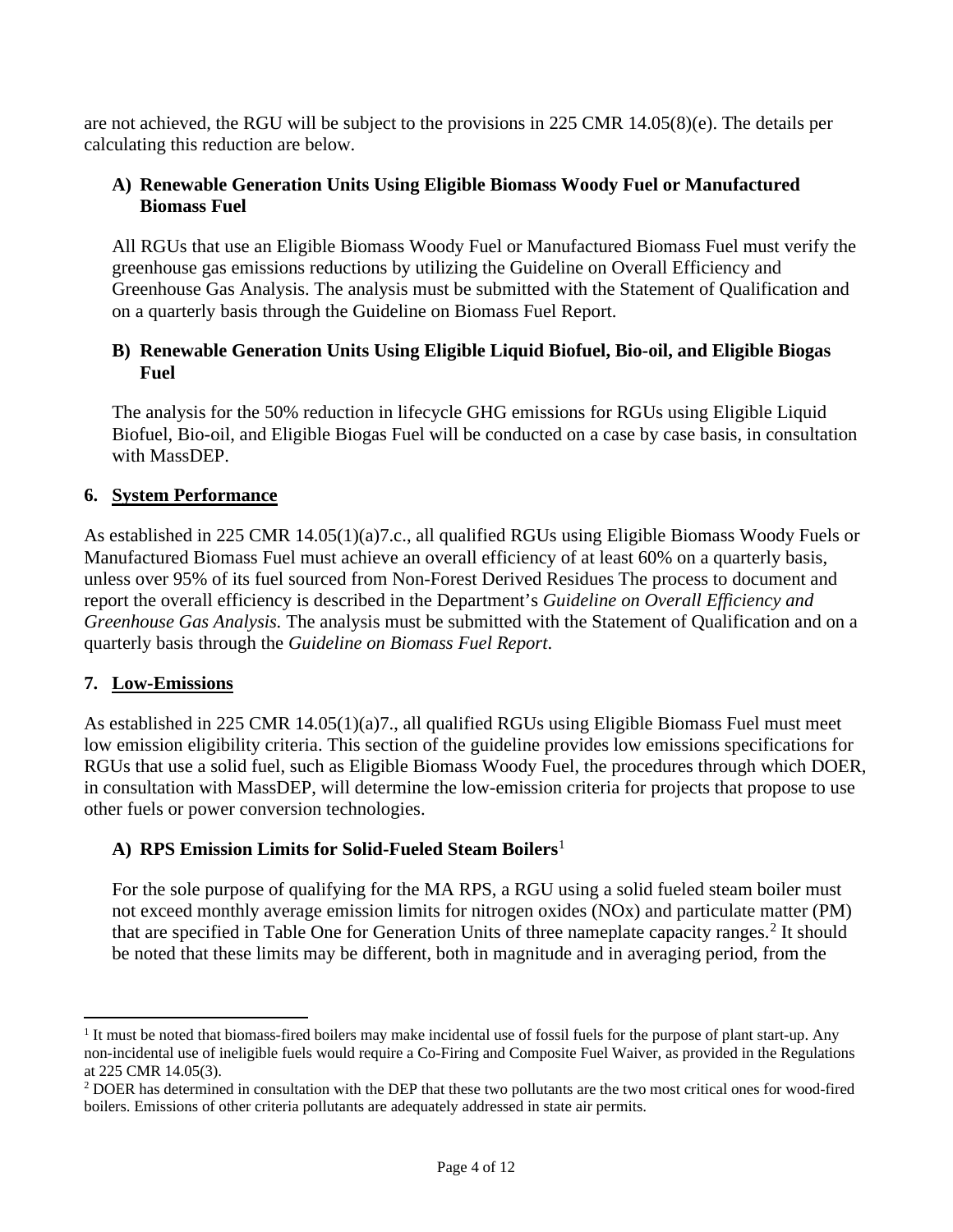are not achieved, the RGU will be subject to the provisions in 225 CMR 14.05(8)(e). The details per calculating this reduction are below.

### A) Renewable Generation Units Using Eligible Biomass Woody Fuel or Manufactured Biomass Fuel

All RGUs that use an Eligible Biomass Woody Fuel or Manufactured Biomass Fuel must verify the greenhouse gas emissions reductions by utilizing the Guideline on Overall Efficiency and Greenhouse Gas Analysis. The analysis must be submitted with the Statement of Qualification and on a quarterly basis through the Guideline on Biomass Fuel Report.

### B) Renewable Generation Units Using Eligible Liquid Biofuel, Bio-oil, and Eligible Biogas Fuel

The analysis for the 50% reduction in lifecycle GHG emissions for RGUs using Eligible Liquid Biofuel, Bio-oil, and Eligible Biogas Fuel will be conducted on a case by case basis, in consultation with MassDEP.

## 6. System Performance

As established in 225 CMR 14.05(1)(a)7.c., all qualified RGUs using Eligible Biomass Woody Fuels or Manufactured Biomass Fuel must achieve an overall efficiency of at least 60% on a quarterly basis, unless over 95% of its fuel sourced from Non-Forest Derived Residues The process to document and report the overall efficiency is described in the Department's *Guideline on Overall Efficiency and Greenhouse Gas Analysis.* The analysis must be submitted with the Statement of Qualification and on a quarterly basis through the *Guideline on Biomass Fuel Report*.

## 7. Low-Emissions

As established in 225 CMR 14.05(1)(a)7., all qualified RGUs using Eligible Biomass Fuel must meet low emission eligibility criteria. This section of the guideline provides low emissions specifications for RGUs that use a solid fuel, such as Eligible Biomass Woody Fuel, the procedures through which DOER, in consultation with MassDEP, will determine the low-emission criteria for projects that propose to use other fuels or power conversion technologies.

### A) RPS Emission Limits for Solid-Fueled Steam Boilers[1]

For the sole purpose of qualifying for the MA RPS, a RGU using a solid fueled steam boiler must not exceed monthly average emission limits for nitrogen oxides (NOx) and particulate matter (PM) that are specified in Table One for Generation Units of three nameplate capacity ranges.[2] It should be noted that these limits may be different, both in magnitude and in averaging period, from the

---

[1] It must be noted that biomass-fired boilers may make incidental use of fossil fuels for the purpose of plant start-up. Any non-incidental use of ineligible fuels would require a Co-Firing and Composite Fuel Waiver, as provided in the Regulations at 225 CMR 14.05(3).

[2] DOER has determined in consultation with the DEP that these two pollutants are the two most critical ones for wood-fired boilers. Emissions of other criteria pollutants are adequately addressed in state air permits.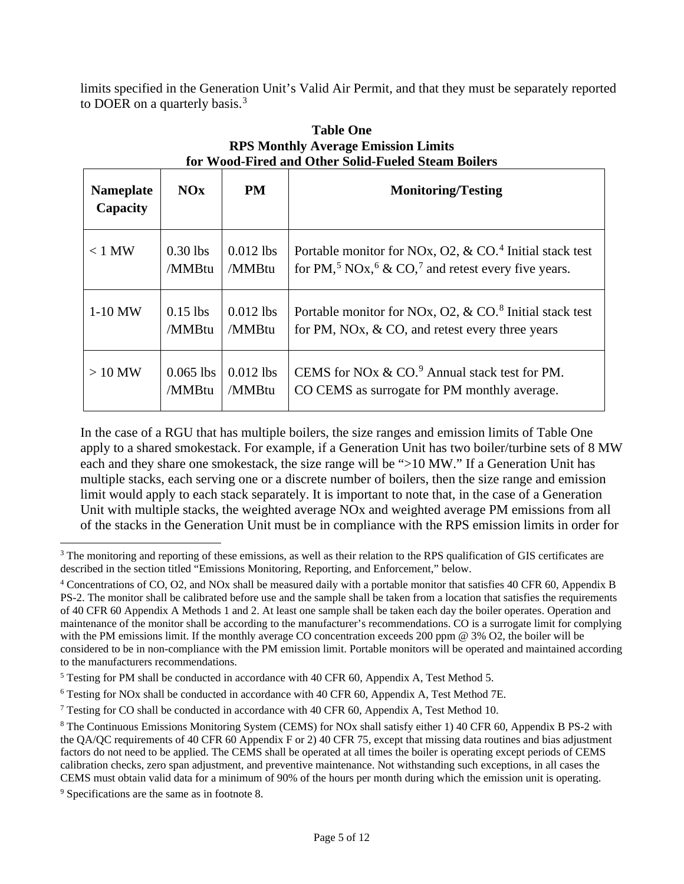limits specified in the Generation Unit's Valid Air Permit, and that they must be separately reported to DOER on a quarterly basis.[3]

**Table One**
**RPS Monthly Average Emission Limits**
**for Wood-Fired and Other Solid-Fueled Steam Boilers**

| Nameplate Capacity | NOx | PM | Monitoring/Testing |
|---|---|---|---|
| < 1 MW | 0.30 lbs /MMBtu | 0.012 lbs /MMBtu | Portable monitor for NOx, O2, & CO.[4] Initial stack test for PM,[5] NOx,[6] & CO,[7] and retest every five years. |
| 1-10 MW | 0.15 lbs /MMBtu | 0.012 lbs /MMBtu | Portable monitor for NOx, O2, & CO.[8] Initial stack test for PM, NOx, & CO, and retest every three years |
| > 10 MW | 0.065 lbs /MMBtu | 0.012 lbs /MMBtu | CEMS for NOx & CO.[9] Annual stack test for PM. CO CEMS as surrogate for PM monthly average. |

In the case of a RGU that has multiple boilers, the size ranges and emission limits of Table One apply to a shared smokestack. For example, if a Generation Unit has two boiler/turbine sets of 8 MW each and they share one smokestack, the size range will be ">10 MW." If a Generation Unit has multiple stacks, each serving one or a discrete number of boilers, then the size range and emission limit would apply to each stack separately. It is important to note that, in the case of a Generation Unit with multiple stacks, the weighted average NOx and weighted average PM emissions from all of the stacks in the Generation Unit must be in compliance with the RPS emission limits in order for

---

[3] The monitoring and reporting of these emissions, as well as their relation to the RPS qualification of GIS certificates are described in the section titled "Emissions Monitoring, Reporting, and Enforcement," below.

[4] Concentrations of CO, O2, and NOx shall be measured daily with a portable monitor that satisfies 40 CFR 60, Appendix B PS-2. The monitor shall be calibrated before use and the sample shall be taken from a location that satisfies the requirements of 40 CFR 60 Appendix A Methods 1 and 2. At least one sample shall be taken each day the boiler operates. Operation and maintenance of the monitor shall be according to the manufacturer's recommendations. CO is a surrogate limit for complying with the PM emissions limit. If the monthly average CO concentration exceeds 200 ppm @ 3% O2, the boiler will be considered to be in non-compliance with the PM emission limit. Portable monitors will be operated and maintained according to the manufacturers recommendations.

[5] Testing for PM shall be conducted in accordance with 40 CFR 60, Appendix A, Test Method 5.

[6] Testing for NOx shall be conducted in accordance with 40 CFR 60, Appendix A, Test Method 7E.

[7] Testing for CO shall be conducted in accordance with 40 CFR 60, Appendix A, Test Method 10.

[8] The Continuous Emissions Monitoring System (CEMS) for NOx shall satisfy either 1) 40 CFR 60, Appendix B PS-2 with the QA/QC requirements of 40 CFR 60 Appendix F or 2) 40 CFR 75, except that missing data routines and bias adjustment factors do not need to be applied. The CEMS shall be operated at all times the boiler is operating except periods of CEMS calibration checks, zero span adjustment, and preventive maintenance. Not withstanding such exceptions, in all cases the CEMS must obtain valid data for a minimum of 90% of the hours per month during which the emission unit is operating.

[9] Specifications are the same as in footnote 8.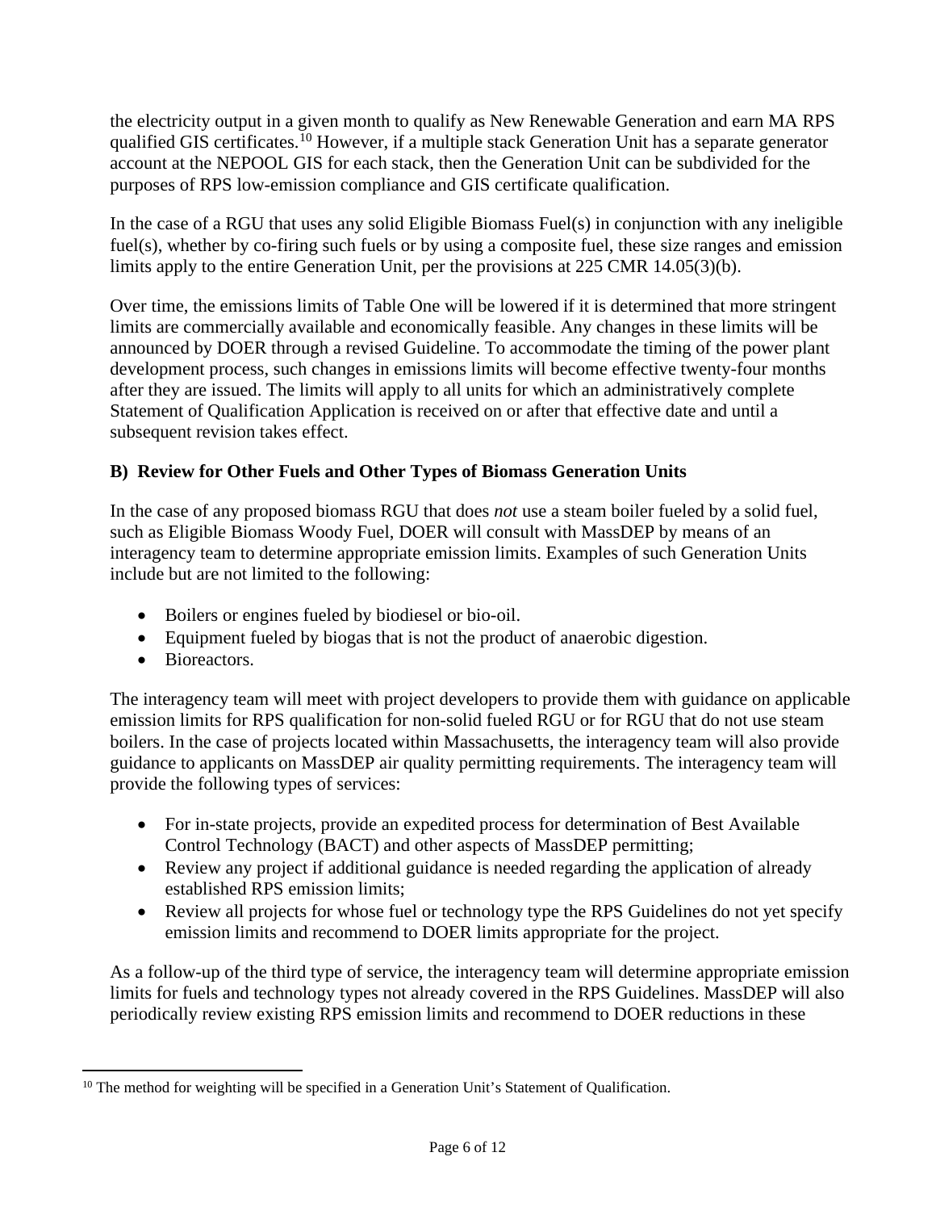the electricity output in a given month to qualify as New Renewable Generation and earn MA RPS qualified GIS certificates.[10] However, if a multiple stack Generation Unit has a separate generator account at the NEPOOL GIS for each stack, then the Generation Unit can be subdivided for the purposes of RPS low-emission compliance and GIS certificate qualification.

In the case of a RGU that uses any solid Eligible Biomass Fuel(s) in conjunction with any ineligible fuel(s), whether by co-firing such fuels or by using a composite fuel, these size ranges and emission limits apply to the entire Generation Unit, per the provisions at 225 CMR 14.05(3)(b).

Over time, the emissions limits of Table One will be lowered if it is determined that more stringent limits are commercially available and economically feasible. Any changes in these limits will be announced by DOER through a revised Guideline. To accommodate the timing of the power plant development process, such changes in emissions limits will become effective twenty-four months after they are issued. The limits will apply to all units for which an administratively complete Statement of Qualification Application is received on or after that effective date and until a subsequent revision takes effect.

### B) Review for Other Fuels and Other Types of Biomass Generation Units

In the case of any proposed biomass RGU that does *not* use a steam boiler fueled by a solid fuel, such as Eligible Biomass Woody Fuel, DOER will consult with MassDEP by means of an interagency team to determine appropriate emission limits. Examples of such Generation Units include but are not limited to the following:

- Boilers or engines fueled by biodiesel or bio-oil.
- Equipment fueled by biogas that is not the product of anaerobic digestion.
- Bioreactors.

The interagency team will meet with project developers to provide them with guidance on applicable emission limits for RPS qualification for non-solid fueled RGU or for RGU that do not use steam boilers. In the case of projects located within Massachusetts, the interagency team will also provide guidance to applicants on MassDEP air quality permitting requirements. The interagency team will provide the following types of services:

- For in-state projects, provide an expedited process for determination of Best Available Control Technology (BACT) and other aspects of MassDEP permitting;
- Review any project if additional guidance is needed regarding the application of already established RPS emission limits;
- Review all projects for whose fuel or technology type the RPS Guidelines do not yet specify emission limits and recommend to DOER limits appropriate for the project.

As a follow-up of the third type of service, the interagency team will determine appropriate emission limits for fuels and technology types not already covered in the RPS Guidelines. MassDEP will also periodically review existing RPS emission limits and recommend to DOER reductions in these

[10] The method for weighting will be specified in a Generation Unit's Statement of Qualification.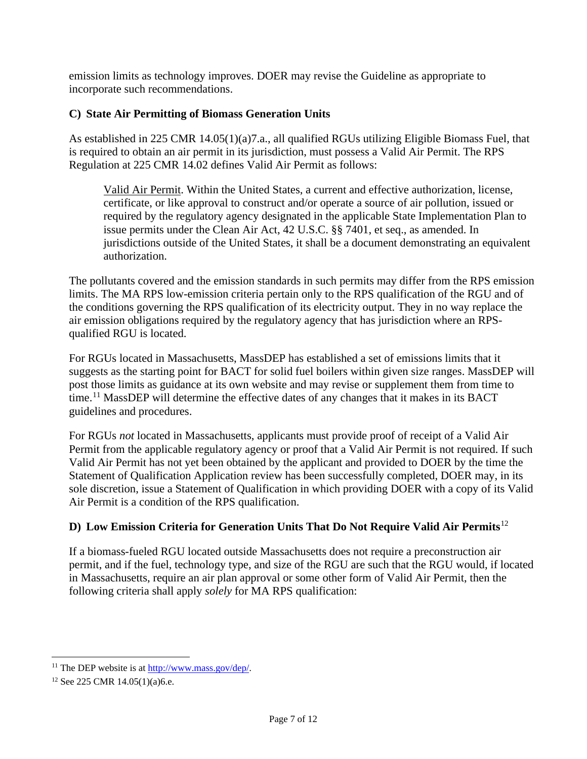emission limits as technology improves. DOER may revise the Guideline as appropriate to incorporate such recommendations.

### C) State Air Permitting of Biomass Generation Units

As established in 225 CMR 14.05(1)(a)7.a., all qualified RGUs utilizing Eligible Biomass Fuel, that is required to obtain an air permit in its jurisdiction, must possess a Valid Air Permit. The RPS Regulation at 225 CMR 14.02 defines Valid Air Permit as follows:

> Valid Air Permit. Within the United States, a current and effective authorization, license, certificate, or like approval to construct and/or operate a source of air pollution, issued or required by the regulatory agency designated in the applicable State Implementation Plan to issue permits under the Clean Air Act, 42 U.S.C. §§ 7401, et seq., as amended. In jurisdictions outside of the United States, it shall be a document demonstrating an equivalent authorization.

The pollutants covered and the emission standards in such permits may differ from the RPS emission limits. The MA RPS low-emission criteria pertain only to the RPS qualification of the RGU and of the conditions governing the RPS qualification of its electricity output. They in no way replace the air emission obligations required by the regulatory agency that has jurisdiction where an RPS-qualified RGU is located.

For RGUs located in Massachusetts, MassDEP has established a set of emissions limits that it suggests as the starting point for BACT for solid fuel boilers within given size ranges. MassDEP will post those limits as guidance at its own website and may revise or supplement them from time to time.[11] MassDEP will determine the effective dates of any changes that it makes in its BACT guidelines and procedures.

For RGUs *not* located in Massachusetts, applicants must provide proof of receipt of a Valid Air Permit from the applicable regulatory agency or proof that a Valid Air Permit is not required. If such Valid Air Permit has not yet been obtained by the applicant and provided to DOER by the time the Statement of Qualification Application review has been successfully completed, DOER may, in its sole discretion, issue a Statement of Qualification in which providing DOER with a copy of its Valid Air Permit is a condition of the RPS qualification.

### D) Low Emission Criteria for Generation Units That Do Not Require Valid Air Permits[12]

If a biomass-fueled RGU located outside Massachusetts does not require a preconstruction air permit, and if the fuel, technology type, and size of the RGU are such that the RGU would, if located in Massachusetts, require an air plan approval or some other form of Valid Air Permit, then the following criteria shall apply *solely* for MA RPS qualification:

---

[11] The DEP website is at http://www.mass.gov/dep/.

[12] See 225 CMR 14.05(1)(a)6.e.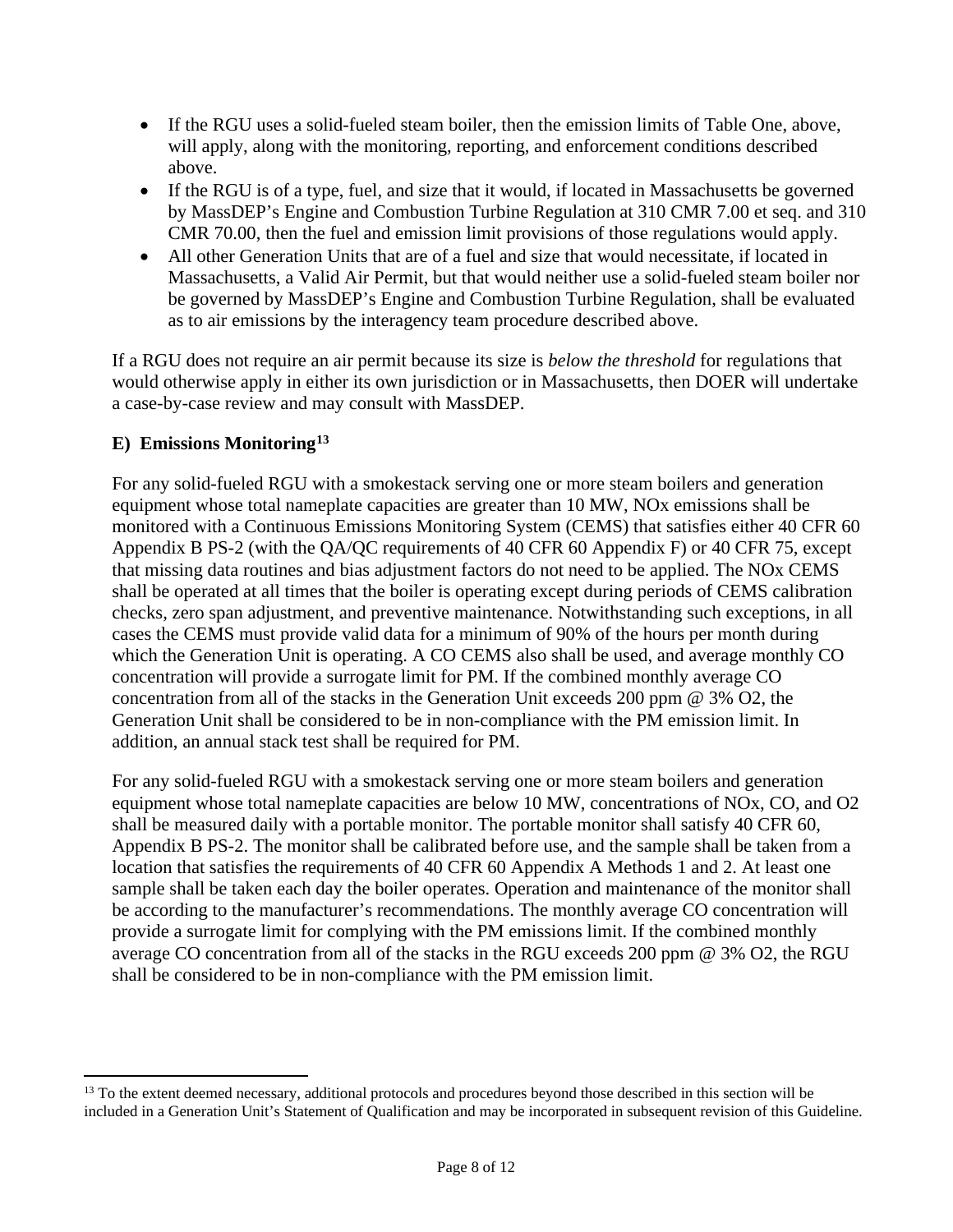- If the RGU uses a solid-fueled steam boiler, then the emission limits of Table One, above, will apply, along with the monitoring, reporting, and enforcement conditions described above.
- If the RGU is of a type, fuel, and size that it would, if located in Massachusetts be governed by MassDEP's Engine and Combustion Turbine Regulation at 310 CMR 7.00 et seq. and 310 CMR 70.00, then the fuel and emission limit provisions of those regulations would apply.
- All other Generation Units that are of a fuel and size that would necessitate, if located in Massachusetts, a Valid Air Permit, but that would neither use a solid-fueled steam boiler nor be governed by MassDEP's Engine and Combustion Turbine Regulation, shall be evaluated as to air emissions by the interagency team procedure described above.

If a RGU does not require an air permit because its size is *below the threshold* for regulations that would otherwise apply in either its own jurisdiction or in Massachusetts, then DOER will undertake a case-by-case review and may consult with MassDEP.

**E) Emissions Monitoring[13]**

For any solid-fueled RGU with a smokestack serving one or more steam boilers and generation equipment whose total nameplate capacities are greater than 10 MW, NOx emissions shall be monitored with a Continuous Emissions Monitoring System (CEMS) that satisfies either 40 CFR 60 Appendix B PS-2 (with the QA/QC requirements of 40 CFR 60 Appendix F) or 40 CFR 75, except that missing data routines and bias adjustment factors do not need to be applied. The NOx CEMS shall be operated at all times that the boiler is operating except during periods of CEMS calibration checks, zero span adjustment, and preventive maintenance. Notwithstanding such exceptions, in all cases the CEMS must provide valid data for a minimum of 90% of the hours per month during which the Generation Unit is operating. A CO CEMS also shall be used, and average monthly CO concentration will provide a surrogate limit for PM. If the combined monthly average CO concentration from all of the stacks in the Generation Unit exceeds 200 ppm @ 3% $O_2$, the Generation Unit shall be considered to be in non-compliance with the PM emission limit. In addition, an annual stack test shall be required for PM.

For any solid-fueled RGU with a smokestack serving one or more steam boilers and generation equipment whose total nameplate capacities are below 10 MW, concentrations of NOx, CO, and $O_2$ shall be measured daily with a portable monitor. The portable monitor shall satisfy 40 CFR 60, Appendix B PS-2. The monitor shall be calibrated before use, and the sample shall be taken from a location that satisfies the requirements of 40 CFR 60 Appendix A Methods 1 and 2. At least one sample shall be taken each day the boiler operates. Operation and maintenance of the monitor shall be according to the manufacturer's recommendations. The monthly average CO concentration will provide a surrogate limit for complying with the PM emissions limit. If the combined monthly average CO concentration from all of the stacks in the RGU exceeds 200 ppm @ 3% $O_2$, the RGU shall be considered to be in non-compliance with the PM emission limit.

[13] To the extent deemed necessary, additional protocols and procedures beyond those described in this section will be included in a Generation Unit's Statement of Qualification and may be incorporated in subsequent revision of this Guideline.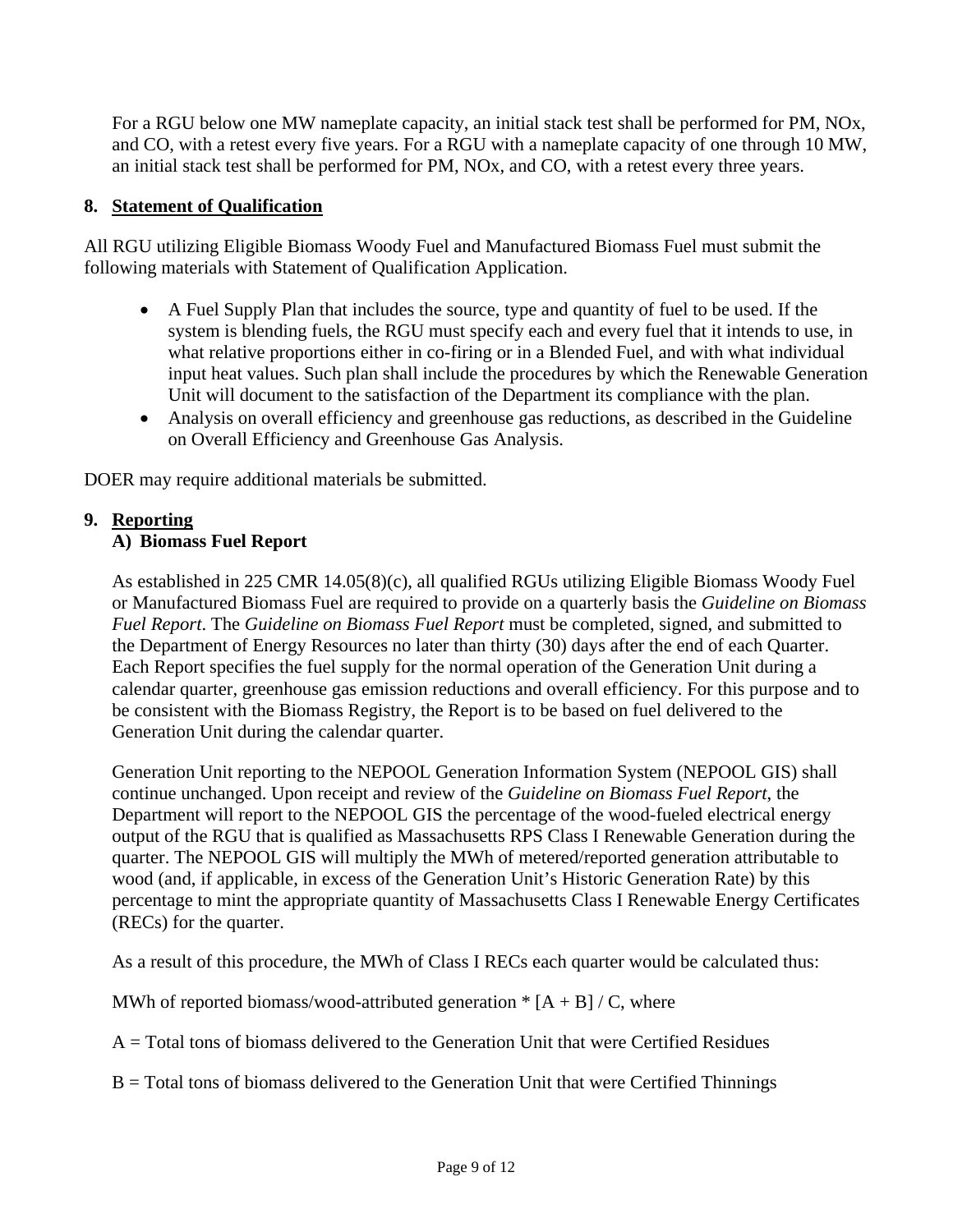For a RGU below one MW nameplate capacity, an initial stack test shall be performed for PM, NOx, and CO, with a retest every five years. For a RGU with a nameplate capacity of one through 10 MW, an initial stack test shall be performed for PM, NOx, and CO, with a retest every three years.

## 8. Statement of Qualification

All RGU utilizing Eligible Biomass Woody Fuel and Manufactured Biomass Fuel must submit the following materials with Statement of Qualification Application.

- A Fuel Supply Plan that includes the source, type and quantity of fuel to be used. If the system is blending fuels, the RGU must specify each and every fuel that it intends to use, in what relative proportions either in co-firing or in a Blended Fuel, and with what individual input heat values. Such plan shall include the procedures by which the Renewable Generation Unit will document to the satisfaction of the Department its compliance with the plan.
- Analysis on overall efficiency and greenhouse gas reductions, as described in the Guideline on Overall Efficiency and Greenhouse Gas Analysis.

DOER may require additional materials be submitted.

## 9. Reporting

### A) Biomass Fuel Report

As established in 225 CMR 14.05(8)(c), all qualified RGUs utilizing Eligible Biomass Woody Fuel or Manufactured Biomass Fuel are required to provide on a quarterly basis the *Guideline on Biomass Fuel Report*. The *Guideline on Biomass Fuel Report* must be completed, signed, and submitted to the Department of Energy Resources no later than thirty (30) days after the end of each Quarter. Each Report specifies the fuel supply for the normal operation of the Generation Unit during a calendar quarter, greenhouse gas emission reductions and overall efficiency. For this purpose and to be consistent with the Biomass Registry, the Report is to be based on fuel delivered to the Generation Unit during the calendar quarter.

Generation Unit reporting to the NEPOOL Generation Information System (NEPOOL GIS) shall continue unchanged. Upon receipt and review of the *Guideline on Biomass Fuel Report*, the Department will report to the NEPOOL GIS the percentage of the wood-fueled electrical energy output of the RGU that is qualified as Massachusetts RPS Class I Renewable Generation during the quarter. The NEPOOL GIS will multiply the MWh of metered/reported generation attributable to wood (and, if applicable, in excess of the Generation Unit's Historic Generation Rate) by this percentage to mint the appropriate quantity of Massachusetts Class I Renewable Energy Certificates (RECs) for the quarter.

As a result of this procedure, the MWh of Class I RECs each quarter would be calculated thus:

MWh of reported biomass/wood-attributed generation * [A + B] / C, where

A = Total tons of biomass delivered to the Generation Unit that were Certified Residues

B = Total tons of biomass delivered to the Generation Unit that were Certified Thinnings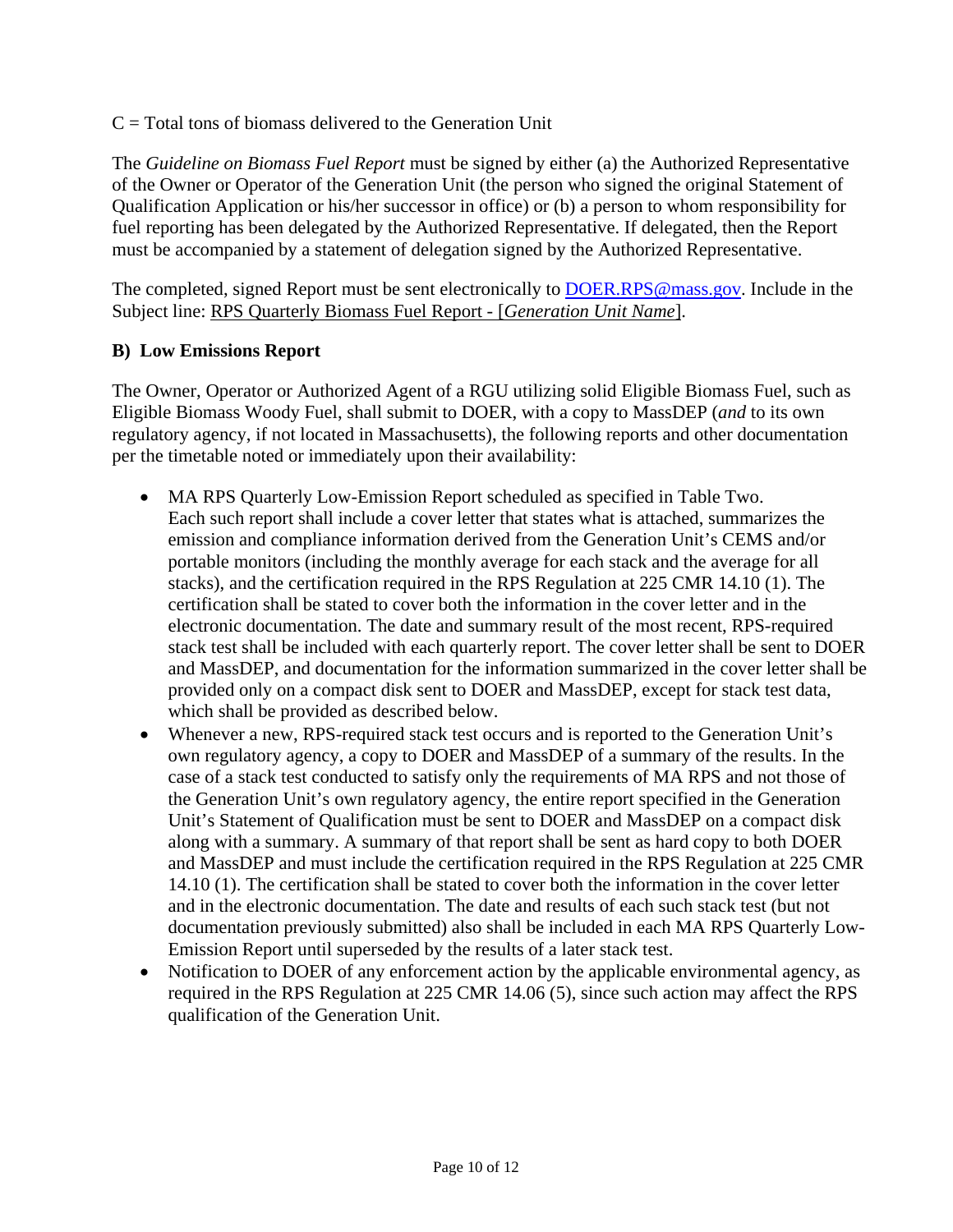C = Total tons of biomass delivered to the Generation Unit

The *Guideline on Biomass Fuel Report* must be signed by either (a) the Authorized Representative of the Owner or Operator of the Generation Unit (the person who signed the original Statement of Qualification Application or his/her successor in office) or (b) a person to whom responsibility for fuel reporting has been delegated by the Authorized Representative. If delegated, then the Report must be accompanied by a statement of delegation signed by the Authorized Representative.

The completed, signed Report must be sent electronically to DOER.RPS@mass.gov. Include in the Subject line: RPS Quarterly Biomass Fuel Report - [*Generation Unit Name*].

**B) Low Emissions Report**

The Owner, Operator or Authorized Agent of a RGU utilizing solid Eligible Biomass Fuel, such as Eligible Biomass Woody Fuel, shall submit to DOER, with a copy to MassDEP (*and* to its own regulatory agency, if not located in Massachusetts), the following reports and other documentation per the timetable noted or immediately upon their availability:

- MA RPS Quarterly Low-Emission Report scheduled as specified in Table Two. Each such report shall include a cover letter that states what is attached, summarizes the emission and compliance information derived from the Generation Unit's CEMS and/or portable monitors (including the monthly average for each stack and the average for all stacks), and the certification required in the RPS Regulation at 225 CMR 14.10 (1). The certification shall be stated to cover both the information in the cover letter and in the electronic documentation. The date and summary result of the most recent, RPS-required stack test shall be included with each quarterly report. The cover letter shall be sent to DOER and MassDEP, and documentation for the information summarized in the cover letter shall be provided only on a compact disk sent to DOER and MassDEP, except for stack test data, which shall be provided as described below.
- Whenever a new, RPS-required stack test occurs and is reported to the Generation Unit's own regulatory agency, a copy to DOER and MassDEP of a summary of the results. In the case of a stack test conducted to satisfy only the requirements of MA RPS and not those of the Generation Unit's own regulatory agency, the entire report specified in the Generation Unit's Statement of Qualification must be sent to DOER and MassDEP on a compact disk along with a summary. A summary of that report shall be sent as hard copy to both DOER and MassDEP and must include the certification required in the RPS Regulation at 225 CMR 14.10 (1). The certification shall be stated to cover both the information in the cover letter and in the electronic documentation. The date and results of each such stack test (but not documentation previously submitted) also shall be included in each MA RPS Quarterly Low-Emission Report until superseded by the results of a later stack test.
- Notification to DOER of any enforcement action by the applicable environmental agency, as required in the RPS Regulation at 225 CMR 14.06 (5), since such action may affect the RPS qualification of the Generation Unit.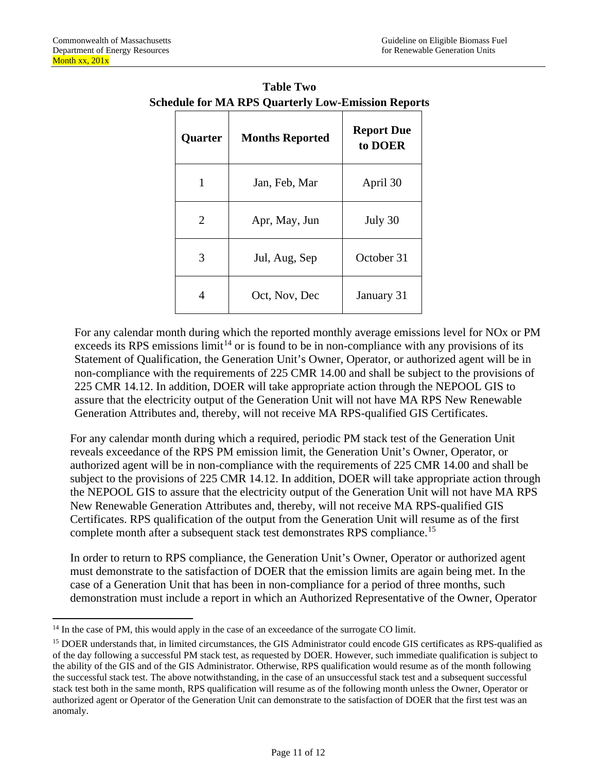**Table Two**
**Schedule for MA RPS Quarterly Low-Emission Reports**

| Quarter | Months Reported | Report Due to DOER |
|---|---|---|
| 1 | Jan, Feb, Mar | April 30 |
| 2 | Apr, May, Jun | July 30 |
| 3 | Jul, Aug, Sep | October 31 |
| 4 | Oct, Nov, Dec | January 31 |

For any calendar month during which the reported monthly average emissions level for NOx or PM exceeds its RPS emissions limit[14] or is found to be in non-compliance with any provisions of its Statement of Qualification, the Generation Unit's Owner, Operator, or authorized agent will be in non-compliance with the requirements of 225 CMR 14.00 and shall be subject to the provisions of 225 CMR 14.12. In addition, DOER will take appropriate action through the NEPOOL GIS to assure that the electricity output of the Generation Unit will not have MA RPS New Renewable Generation Attributes and, thereby, will not receive MA RPS-qualified GIS Certificates.

For any calendar month during which a required, periodic PM stack test of the Generation Unit reveals exceedance of the RPS PM emission limit, the Generation Unit's Owner, Operator, or authorized agent will be in non-compliance with the requirements of 225 CMR 14.00 and shall be subject to the provisions of 225 CMR 14.12. In addition, DOER will take appropriate action through the NEPOOL GIS to assure that the electricity output of the Generation Unit will not have MA RPS New Renewable Generation Attributes and, thereby, will not receive MA RPS-qualified GIS Certificates. RPS qualification of the output from the Generation Unit will resume as of the first complete month after a subsequent stack test demonstrates RPS compliance.[15]

In order to return to RPS compliance, the Generation Unit's Owner, Operator or authorized agent must demonstrate to the satisfaction of DOER that the emission limits are again being met. In the case of a Generation Unit that has been in non-compliance for a period of three months, such demonstration must include a report in which an Authorized Representative of the Owner, Operator

---

[14] In the case of PM, this would apply in the case of an exceedance of the surrogate CO limit.

[15] DOER understands that, in limited circumstances, the GIS Administrator could encode GIS certificates as RPS-qualified as of the day following a successful PM stack test, as requested by DOER. However, such immediate qualification is subject to the ability of the GIS and of the GIS Administrator. Otherwise, RPS qualification would resume as of the month following the successful stack test. The above notwithstanding, in the case of an unsuccessful stack test and a subsequent successful stack test both in the same month, RPS qualification will resume as of the following month unless the Owner, Operator or authorized agent or Operator of the Generation Unit can demonstrate to the satisfaction of DOER that the first test was an anomaly.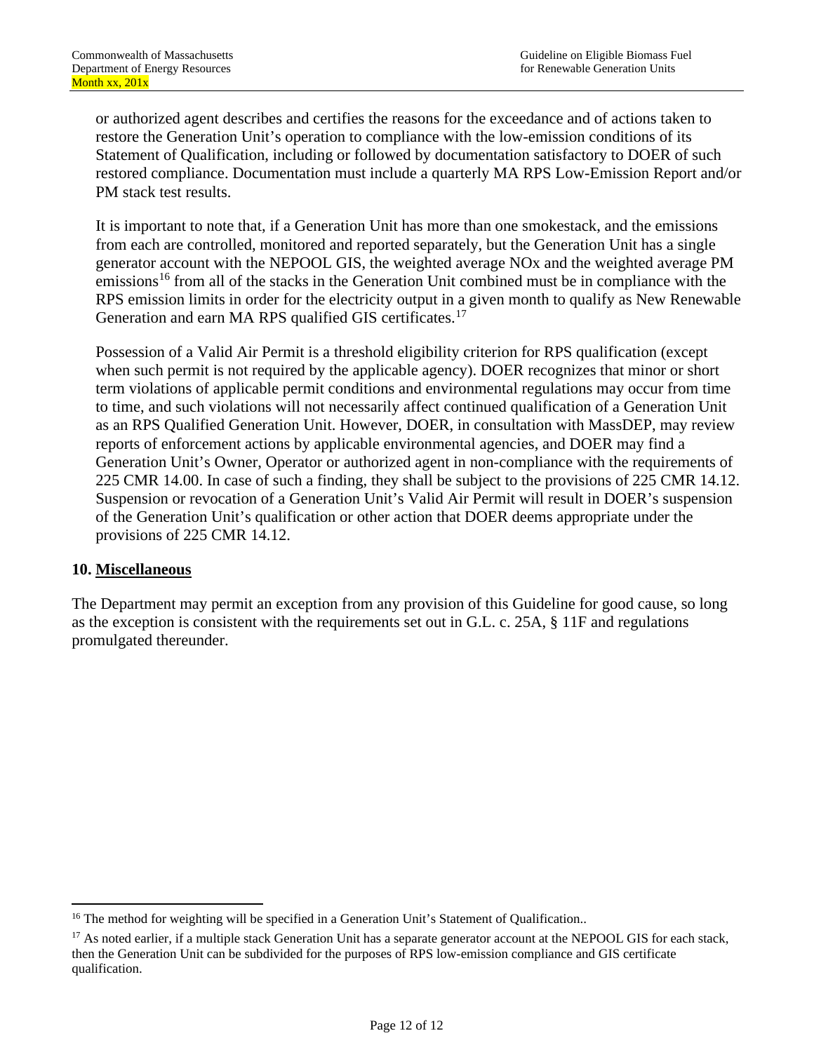or authorized agent describes and certifies the reasons for the exceedance and of actions taken to restore the Generation Unit's operation to compliance with the low-emission conditions of its Statement of Qualification, including or followed by documentation satisfactory to DOER of such restored compliance. Documentation must include a quarterly MA RPS Low-Emission Report and/or PM stack test results.

It is important to note that, if a Generation Unit has more than one smokestack, and the emissions from each are controlled, monitored and reported separately, but the Generation Unit has a single generator account with the NEPOOL GIS, the weighted average NOx and the weighted average PM emissions[16] from all of the stacks in the Generation Unit combined must be in compliance with the RPS emission limits in order for the electricity output in a given month to qualify as New Renewable Generation and earn MA RPS qualified GIS certificates.[17]

Possession of a Valid Air Permit is a threshold eligibility criterion for RPS qualification (except when such permit is not required by the applicable agency). DOER recognizes that minor or short term violations of applicable permit conditions and environmental regulations may occur from time to time, and such violations will not necessarily affect continued qualification of a Generation Unit as an RPS Qualified Generation Unit. However, DOER, in consultation with MassDEP, may review reports of enforcement actions by applicable environmental agencies, and DOER may find a Generation Unit's Owner, Operator or authorized agent in non-compliance with the requirements of 225 CMR 14.00. In case of such a finding, they shall be subject to the provisions of 225 CMR 14.12. Suspension or revocation of a Generation Unit's Valid Air Permit will result in DOER's suspension of the Generation Unit's qualification or other action that DOER deems appropriate under the provisions of 225 CMR 14.12.

## 10. Miscellaneous

The Department may permit an exception from any provision of this Guideline for good cause, so long as the exception is consistent with the requirements set out in G.L. c. 25A, § 11F and regulations promulgated thereunder.

[16] The method for weighting will be specified in a Generation Unit's Statement of Qualification..

[17] As noted earlier, if a multiple stack Generation Unit has a separate generator account at the NEPOOL GIS for each stack, then the Generation Unit can be subdivided for the purposes of RPS low-emission compliance and GIS certificate qualification.